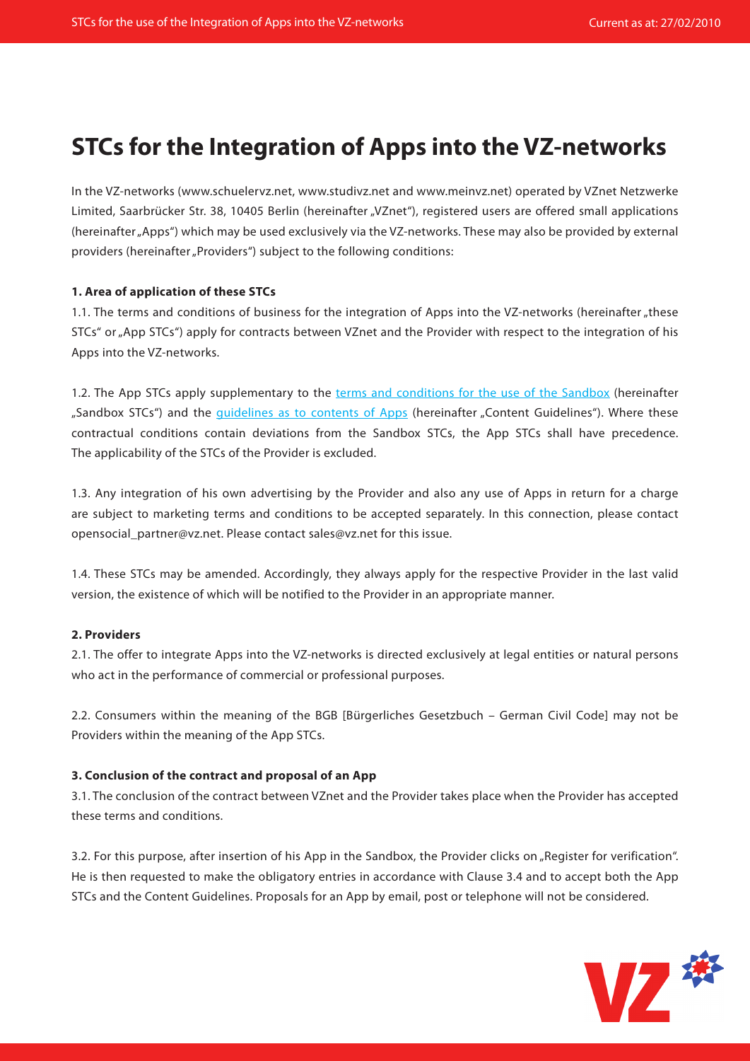# STCs for the Integration of Apps into the VZ-networks

In the VZ-networks (www.schuelervz.net, www.studivz.net and www.meinvz.net) operated by VZnet Netzwerke Limited, Saarbrücker Str. 38, 10405 Berlin (hereinafter „VZnet"), registered users are offered small applications (hereinafter „Apps") which may be used exclusively via the VZ-networks. These may also be provided by external providers (hereinafter „Providers") subject to the following conditions:

**1. Area of application of these STCs**

1.1. The terms and conditions of business for the integration of Apps into the VZ-networks (hereinafter „these STCs" or „App STCs") apply for contracts between VZnet and the Provider with respect to the integration of his Apps into the VZ-networks.

1.2. The App STCs apply supplementary to the terms and conditions for the use of the Sandbox (hereinafter „Sandbox STCs") and the guidelines as to contents of Apps (hereinafter „Content Guidelines"). Where these contractual conditions contain deviations from the Sandbox STCs, the App STCs shall have precedence. The applicability of the STCs of the Provider is excluded.

1.3. Any integration of his own advertising by the Provider and also any use of Apps in return for a charge are subject to marketing terms and conditions to be accepted separately. In this connection, please contact opensocial_partner@vz.net. Please contact sales@vz.net for this issue.

1.4. These STCs may be amended. Accordingly, they always apply for the respective Provider in the last valid version, the existence of which will be notified to the Provider in an appropriate manner.

**2. Providers**

2.1. The offer to integrate Apps into the VZ-networks is directed exclusively at legal entities or natural persons who act in the performance of commercial or professional purposes.

2.2. Consumers within the meaning of the BGB [Bürgerliches Gesetzbuch – German Civil Code] may not be Providers within the meaning of the App STCs.

**3. Conclusion of the contract and proposal of an App**

3.1. The conclusion of the contract between VZnet and the Provider takes place when the Provider has accepted these terms and conditions.

3.2. For this purpose, after insertion of his App in the Sandbox, the Provider clicks on „Register for verification". He is then requested to make the obligatory entries in accordance with Clause 3.4 and to accept both the App STCs and the Content Guidelines. Proposals for an App by email, post or telephone will not be considered.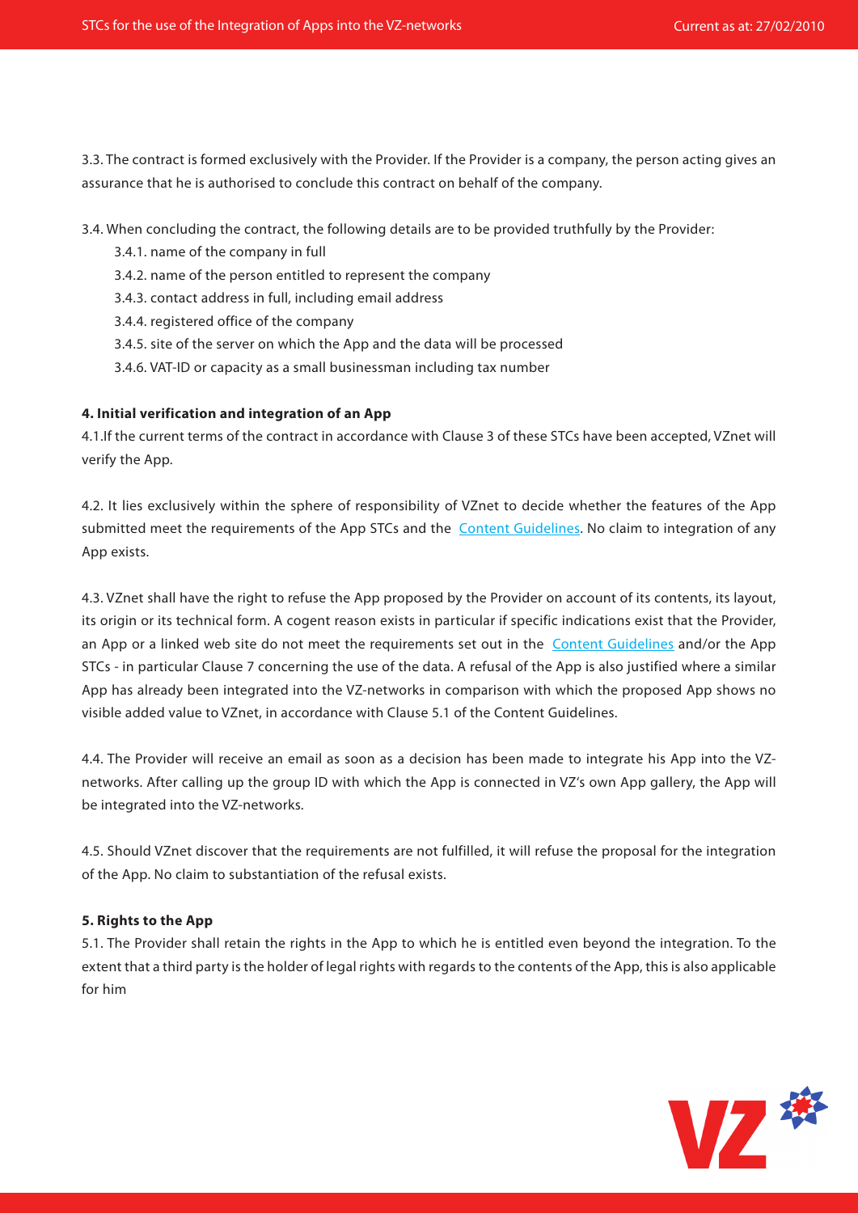3.3. The contract is formed exclusively with the Provider. If the Provider is a company, the person acting gives an assurance that he is authorised to conclude this contract on behalf of the company.

3.4. When concluding the contract, the following details are to be provided truthfully by the Provider:

- 3.4.1. name of the company in full
- 3.4.2. name of the person entitled to represent the company
- 3.4.3. contact address in full, including email address
- 3.4.4. registered office of the company
- 3.4.5. site of the server on which the App and the data will be processed
- 3.4.6. VAT-ID or capacity as a small businessman including tax number

**4. Initial verification and integration of an App**

4.1.If the current terms of the contract in accordance with Clause 3 of these STCs have been accepted, VZnet will verify the App.

4.2. It lies exclusively within the sphere of responsibility of VZnet to decide whether the features of the App submitted meet the requirements of the App STCs and the Content Guidelines. No claim to integration of any App exists.

4.3. VZnet shall have the right to refuse the App proposed by the Provider on account of its contents, its layout, its origin or its technical form. A cogent reason exists in particular if specific indications exist that the Provider, an App or a linked web site do not meet the requirements set out in the Content Guidelines and/or the App STCs - in particular Clause 7 concerning the use of the data. A refusal of the App is also justified where a similar App has already been integrated into the VZ-networks in comparison with which the proposed App shows no visible added value to VZnet, in accordance with Clause 5.1 of the Content Guidelines.

4.4. The Provider will receive an email as soon as a decision has been made to integrate his App into the VZ-networks. After calling up the group ID with which the App is connected in VZ's own App gallery, the App will be integrated into the VZ-networks.

4.5. Should VZnet discover that the requirements are not fulfilled, it will refuse the proposal for the integration of the App. No claim to substantiation of the refusal exists.

**5. Rights to the App**

5.1. The Provider shall retain the rights in the App to which he is entitled even beyond the integration. To the extent that a third party is the holder of legal rights with regards to the contents of the App, this is also applicable for him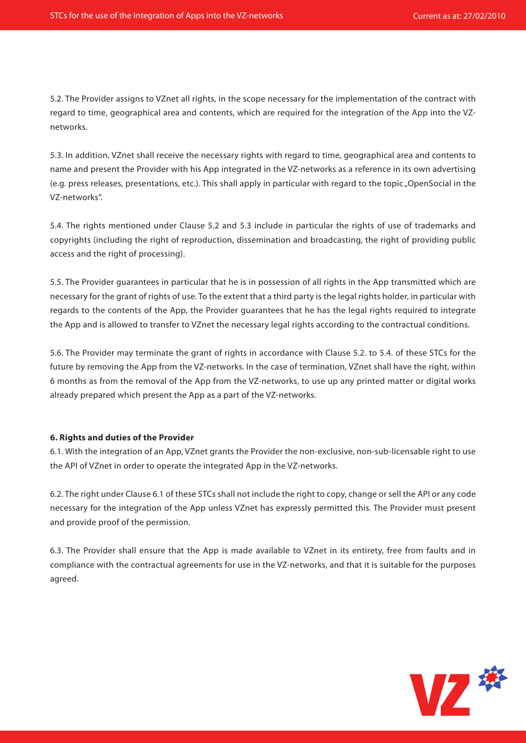5.2. The Provider assigns to VZnet all rights, in the scope necessary for the implementation of the contract with regard to time, geographical area and contents, which are required for the integration of the App into the VZ-networks.

5.3. In addition, VZnet shall receive the necessary rights with regard to time, geographical area and contents to name and present the Provider with his App integrated in the VZ-networks as a reference in its own advertising (e.g. press releases, presentations, etc.). This shall apply in particular with regard to the topic „OpenSocial in the VZ-networks".

5.4. The rights mentioned under Clause 5.2 and 5.3 include in particular the rights of use of trademarks and copyrights (including the right of reproduction, dissemination and broadcasting, the right of providing public access and the right of processing).

5.5. The Provider guarantees in particular that he is in possession of all rights in the App transmitted which are necessary for the grant of rights of use. To the extent that a third party is the legal rights holder, in particular with regards to the contents of the App, the Provider guarantees that he has the legal rights required to integrate the App and is allowed to transfer to VZnet the necessary legal rights according to the contractual conditions.

5.6. The Provider may terminate the grant of rights in accordance with Clause 5.2. to 5.4. of these STCs for the future by removing the App from the VZ-networks. In the case of termination, VZnet shall have the right, within 6 months as from the removal of the App from the VZ-networks, to use up any printed matter or digital works already prepared which present the App as a part of the VZ-networks.

**6. Rights and duties of the Provider**

6.1. With the integration of an App, VZnet grants the Provider the non-exclusive, non-sub-licensable right to use the API of VZnet in order to operate the integrated App in the VZ-networks.

6.2. The right under Clause 6.1 of these STCs shall not include the right to copy, change or sell the API or any code necessary for the integration of the App unless VZnet has expressly permitted this. The Provider must present and provide proof of the permission.

6.3. The Provider shall ensure that the App is made available to VZnet in its entirety, free from faults and in compliance with the contractual agreements for use in the VZ-networks, and that it is suitable for the purposes agreed.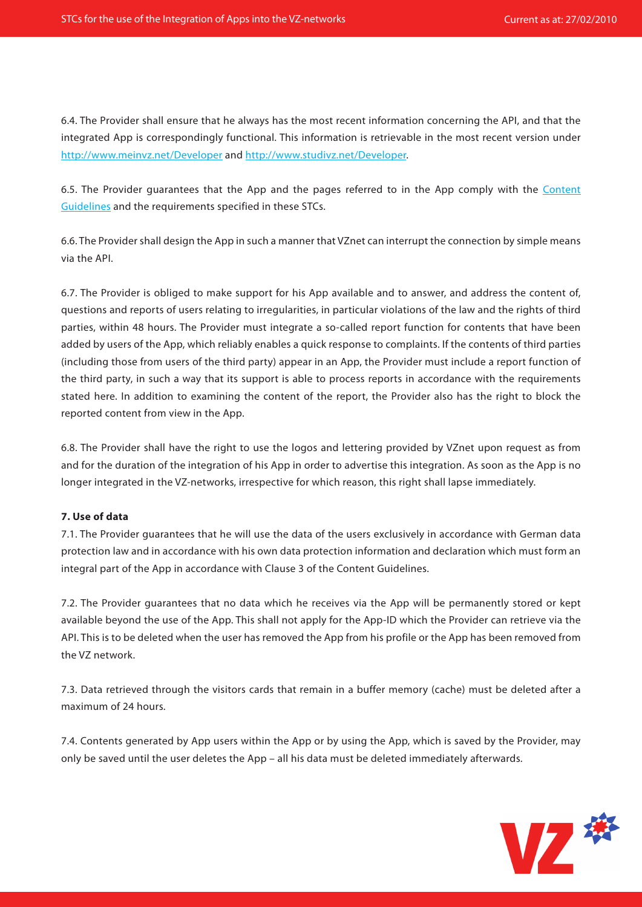6.4. The Provider shall ensure that he always has the most recent information concerning the API, and that the integrated App is correspondingly functional. This information is retrievable in the most recent version under http://www.meinvz.net/Developer and http://www.studivz.net/Developer.

6.5. The Provider guarantees that the App and the pages referred to in the App comply with the Content Guidelines and the requirements specified in these STCs.

6.6. The Provider shall design the App in such a manner that VZnet can interrupt the connection by simple means via the API.

6.7. The Provider is obliged to make support for his App available and to answer, and address the content of, questions and reports of users relating to irregularities, in particular violations of the law and the rights of third parties, within 48 hours. The Provider must integrate a so-called report function for contents that have been added by users of the App, which reliably enables a quick response to complaints. If the contents of third parties (including those from users of the third party) appear in an App, the Provider must include a report function of the third party, in such a way that its support is able to process reports in accordance with the requirements stated here. In addition to examining the content of the report, the Provider also has the right to block the reported content from view in the App.

6.8. The Provider shall have the right to use the logos and lettering provided by VZnet upon request as from and for the duration of the integration of his App in order to advertise this integration. As soon as the App is no longer integrated in the VZ-networks, irrespective for which reason, this right shall lapse immediately.

**7. Use of data**

7.1. The Provider guarantees that he will use the data of the users exclusively in accordance with German data protection law and in accordance with his own data protection information and declaration which must form an integral part of the App in accordance with Clause 3 of the Content Guidelines.

7.2. The Provider guarantees that no data which he receives via the App will be permanently stored or kept available beyond the use of the App. This shall not apply for the App-ID which the Provider can retrieve via the API. This is to be deleted when the user has removed the App from his profile or the App has been removed from the VZ network.

7.3. Data retrieved through the visitors cards that remain in a buffer memory (cache) must be deleted after a maximum of 24 hours.

7.4. Contents generated by App users within the App or by using the App, which is saved by the Provider, may only be saved until the user deletes the App – all his data must be deleted immediately afterwards.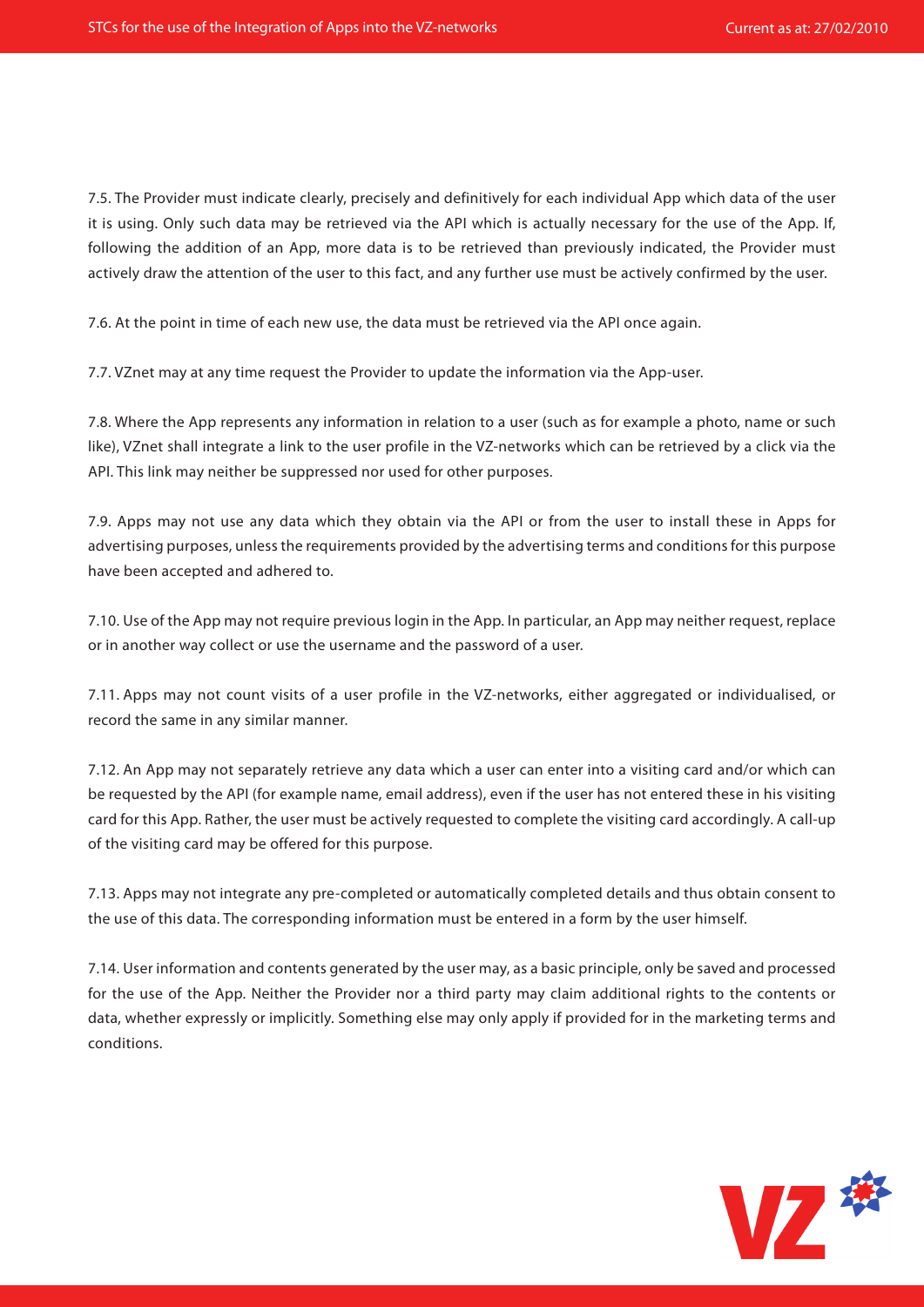7.5. The Provider must indicate clearly, precisely and definitively for each individual App which data of the user it is using. Only such data may be retrieved via the API which is actually necessary for the use of the App. If, following the addition of an App, more data is to be retrieved than previously indicated, the Provider must actively draw the attention of the user to this fact, and any further use must be actively confirmed by the user.

7.6. At the point in time of each new use, the data must be retrieved via the API once again.

7.7. VZnet may at any time request the Provider to update the information via the App-user.

7.8. Where the App represents any information in relation to a user (such as for example a photo, name or such like), VZnet shall integrate a link to the user profile in the VZ-networks which can be retrieved by a click via the API. This link may neither be suppressed nor used for other purposes.

7.9. Apps may not use any data which they obtain via the API or from the user to install these in Apps for advertising purposes, unless the requirements provided by the advertising terms and conditions for this purpose have been accepted and adhered to.

7.10. Use of the App may not require previous login in the App. In particular, an App may neither request, replace or in another way collect or use the username and the password of a user.

7.11. Apps may not count visits of a user profile in the VZ-networks, either aggregated or individualised, or record the same in any similar manner.

7.12. An App may not separately retrieve any data which a user can enter into a visiting card and/or which can be requested by the API (for example name, email address), even if the user has not entered these in his visiting card for this App. Rather, the user must be actively requested to complete the visiting card accordingly. A call-up of the visiting card may be offered for this purpose.

7.13. Apps may not integrate any pre-completed or automatically completed details and thus obtain consent to the use of this data. The corresponding information must be entered in a form by the user himself.

7.14. User information and contents generated by the user may, as a basic principle, only be saved and processed for the use of the App. Neither the Provider nor a third party may claim additional rights to the contents or data, whether expressly or implicitly. Something else may only apply if provided for in the marketing terms and conditions.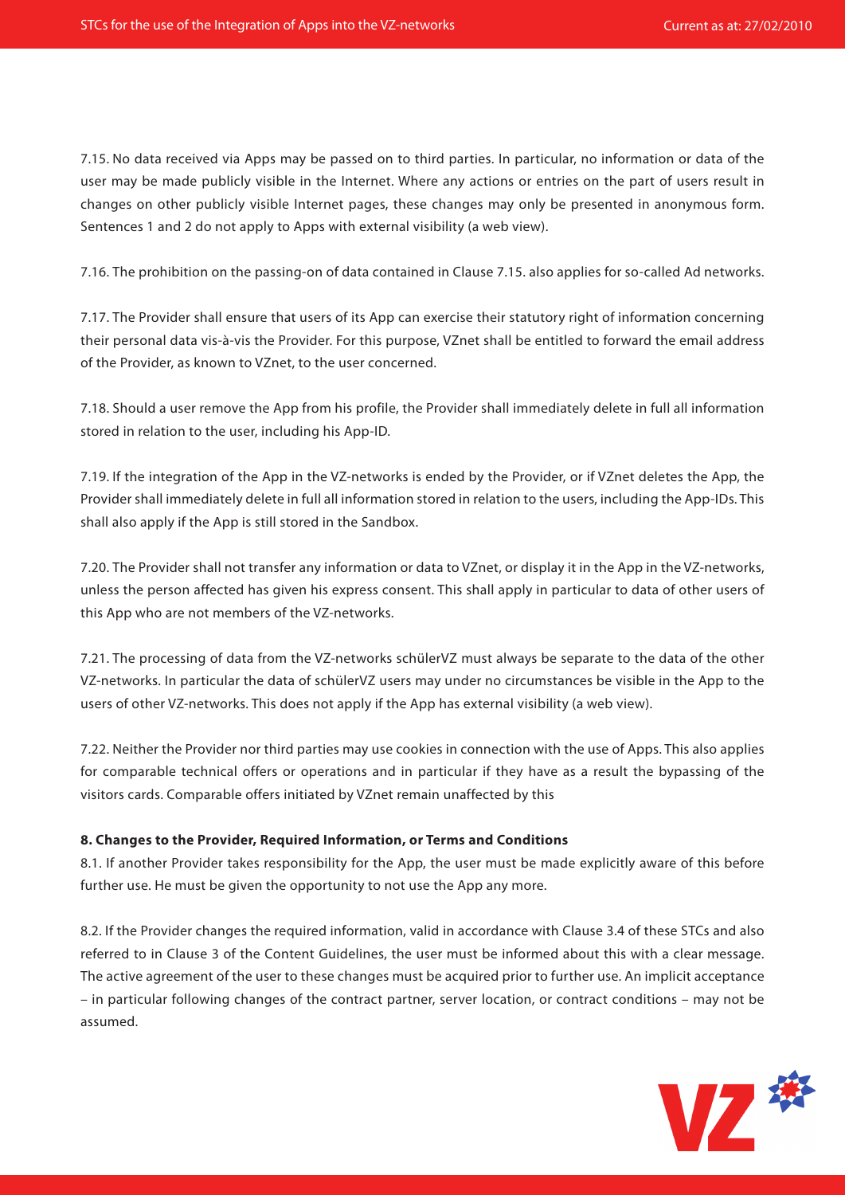7.15. No data received via Apps may be passed on to third parties. In particular, no information or data of the user may be made publicly visible in the Internet. Where any actions or entries on the part of users result in changes on other publicly visible Internet pages, these changes may only be presented in anonymous form. Sentences 1 and 2 do not apply to Apps with external visibility (a web view).

7.16. The prohibition on the passing-on of data contained in Clause 7.15. also applies for so-called Ad networks.

7.17. The Provider shall ensure that users of its App can exercise their statutory right of information concerning their personal data vis-à-vis the Provider. For this purpose, VZnet shall be entitled to forward the email address of the Provider, as known to VZnet, to the user concerned.

7.18. Should a user remove the App from his profile, the Provider shall immediately delete in full all information stored in relation to the user, including his App-ID.

7.19. If the integration of the App in the VZ-networks is ended by the Provider, or if VZnet deletes the App, the Provider shall immediately delete in full all information stored in relation to the users, including the App-IDs. This shall also apply if the App is still stored in the Sandbox.

7.20. The Provider shall not transfer any information or data to VZnet, or display it in the App in the VZ-networks, unless the person affected has given his express consent. This shall apply in particular to data of other users of this App who are not members of the VZ-networks.

7.21. The processing of data from the VZ-networks schülerVZ must always be separate to the data of the other VZ-networks. In particular the data of schülerVZ users may under no circumstances be visible in the App to the users of other VZ-networks. This does not apply if the App has external visibility (a web view).

7.22. Neither the Provider nor third parties may use cookies in connection with the use of Apps. This also applies for comparable technical offers or operations and in particular if they have as a result the bypassing of the visitors cards. Comparable offers initiated by VZnet remain unaffected by this

**8. Changes to the Provider, Required Information, or Terms and Conditions**

8.1. If another Provider takes responsibility for the App, the user must be made explicitly aware of this before further use. He must be given the opportunity to not use the App any more.

8.2. If the Provider changes the required information, valid in accordance with Clause 3.4 of these STCs and also referred to in Clause 3 of the Content Guidelines, the user must be informed about this with a clear message. The active agreement of the user to these changes must be acquired prior to further use. An implicit acceptance – in particular following changes of the contract partner, server location, or contract conditions – may not be assumed.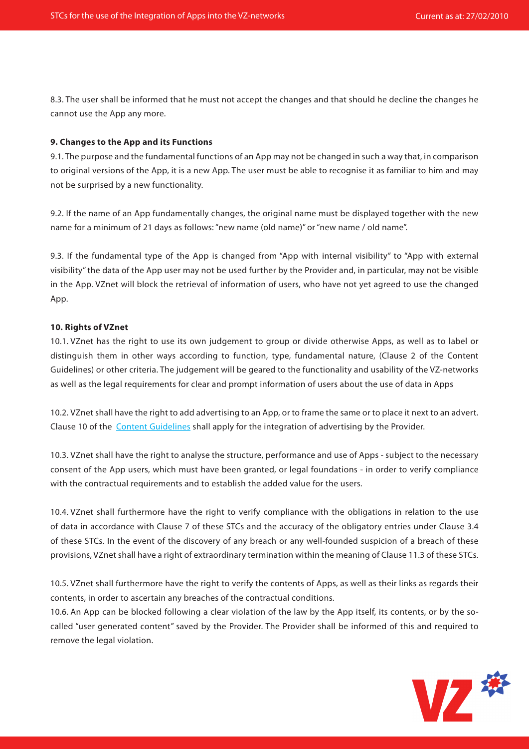8.3. The user shall be informed that he must not accept the changes and that should he decline the changes he cannot use the App any more.

**9. Changes to the App and its Functions**

9.1. The purpose and the fundamental functions of an App may not be changed in such a way that, in comparison to original versions of the App, it is a new App. The user must be able to recognise it as familiar to him and may not be surprised by a new functionality.

9.2. If the name of an App fundamentally changes, the original name must be displayed together with the new name for a minimum of 21 days as follows: "new name (old name)" or "new name / old name".

9.3. If the fundamental type of the App is changed from "App with internal visibility" to "App with external visibility" the data of the App user may not be used further by the Provider and, in particular, may not be visible in the App. VZnet will block the retrieval of information of users, who have not yet agreed to use the changed App.

**10. Rights of VZnet**

10.1. VZnet has the right to use its own judgement to group or divide otherwise Apps, as well as to label or distinguish them in other ways according to function, type, fundamental nature, (Clause 2 of the Content Guidelines) or other criteria. The judgement will be geared to the functionality and usability of the VZ-networks as well as the legal requirements for clear and prompt information of users about the use of data in Apps

10.2. VZnet shall have the right to add advertising to an App, or to frame the same or to place it next to an advert. Clause 10 of the Content Guidelines shall apply for the integration of advertising by the Provider.

10.3. VZnet shall have the right to analyse the structure, performance and use of Apps - subject to the necessary consent of the App users, which must have been granted, or legal foundations - in order to verify compliance with the contractual requirements and to establish the added value for the users.

10.4. VZnet shall furthermore have the right to verify compliance with the obligations in relation to the use of data in accordance with Clause 7 of these STCs and the accuracy of the obligatory entries under Clause 3.4 of these STCs. In the event of the discovery of any breach or any well-founded suspicion of a breach of these provisions, VZnet shall have a right of extraordinary termination within the meaning of Clause 11.3 of these STCs.

10.5. VZnet shall furthermore have the right to verify the contents of Apps, as well as their links as regards their contents, in order to ascertain any breaches of the contractual conditions.

10.6. An App can be blocked following a clear violation of the law by the App itself, its contents, or by the so-called "user generated content" saved by the Provider. The Provider shall be informed of this and required to remove the legal violation.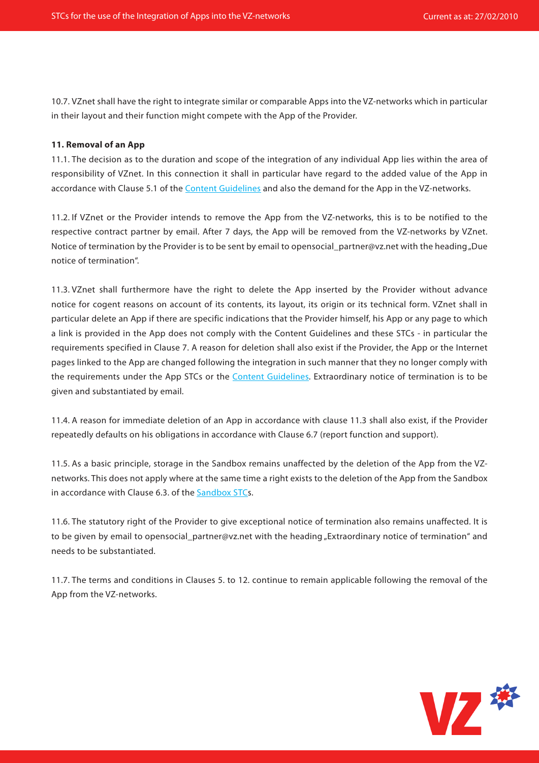10.7. VZnet shall have the right to integrate similar or comparable Apps into the VZ-networks which in particular in their layout and their function might compete with the App of the Provider.

**11. Removal of an App**

11.1. The decision as to the duration and scope of the integration of any individual App lies within the area of responsibility of VZnet. In this connection it shall in particular have regard to the added value of the App in accordance with Clause 5.1 of the Content Guidelines and also the demand for the App in the VZ-networks.

11.2. If VZnet or the Provider intends to remove the App from the VZ-networks, this is to be notified to the respective contract partner by email. After 7 days, the App will be removed from the VZ-networks by VZnet. Notice of termination by the Provider is to be sent by email to opensocial_partner@vz.net with the heading „Due notice of termination".

11.3. VZnet shall furthermore have the right to delete the App inserted by the Provider without advance notice for cogent reasons on account of its contents, its layout, its origin or its technical form. VZnet shall in particular delete an App if there are specific indications that the Provider himself, his App or any page to which a link is provided in the App does not comply with the Content Guidelines and these STCs - in particular the requirements specified in Clause 7. A reason for deletion shall also exist if the Provider, the App or the Internet pages linked to the App are changed following the integration in such manner that they no longer comply with the requirements under the App STCs or the Content Guidelines. Extraordinary notice of termination is to be given and substantiated by email.

11.4. A reason for immediate deletion of an App in accordance with clause 11.3 shall also exist, if the Provider repeatedly defaults on his obligations in accordance with Clause 6.7 (report function and support).

11.5. As a basic principle, storage in the Sandbox remains unaffected by the deletion of the App from the VZ-networks. This does not apply where at the same time a right exists to the deletion of the App from the Sandbox in accordance with Clause 6.3. of the Sandbox STCs.

11.6. The statutory right of the Provider to give exceptional notice of termination also remains unaffected. It is to be given by email to opensocial_partner@vz.net with the heading „Extraordinary notice of termination" and needs to be substantiated.

11.7. The terms and conditions in Clauses 5. to 12. continue to remain applicable following the removal of the App from the VZ-networks.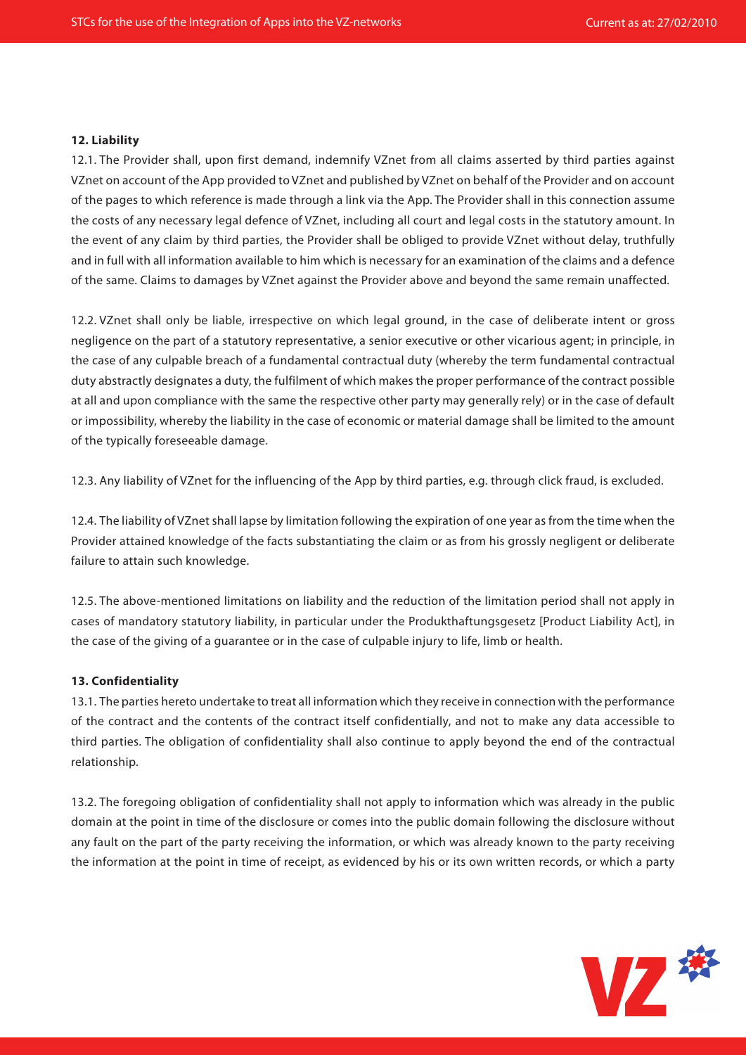**12. Liability**

12.1. The Provider shall, upon first demand, indemnify VZnet from all claims asserted by third parties against VZnet on account of the App provided to VZnet and published by VZnet on behalf of the Provider and on account of the pages to which reference is made through a link via the App. The Provider shall in this connection assume the costs of any necessary legal defence of VZnet, including all court and legal costs in the statutory amount. In the event of any claim by third parties, the Provider shall be obliged to provide VZnet without delay, truthfully and in full with all information available to him which is necessary for an examination of the claims and a defence of the same. Claims to damages by VZnet against the Provider above and beyond the same remain unaffected.

12.2. VZnet shall only be liable, irrespective on which legal ground, in the case of deliberate intent or gross negligence on the part of a statutory representative, a senior executive or other vicarious agent; in principle, in the case of any culpable breach of a fundamental contractual duty (whereby the term fundamental contractual duty abstractly designates a duty, the fulfilment of which makes the proper performance of the contract possible at all and upon compliance with the same the respective other party may generally rely) or in the case of default or impossibility, whereby the liability in the case of economic or material damage shall be limited to the amount of the typically foreseeable damage.

12.3. Any liability of VZnet for the influencing of the App by third parties, e.g. through click fraud, is excluded.

12.4. The liability of VZnet shall lapse by limitation following the expiration of one year as from the time when the Provider attained knowledge of the facts substantiating the claim or as from his grossly negligent or deliberate failure to attain such knowledge.

12.5. The above-mentioned limitations on liability and the reduction of the limitation period shall not apply in cases of mandatory statutory liability, in particular under the Produkthaftungsgesetz [Product Liability Act], in the case of the giving of a guarantee or in the case of culpable injury to life, limb or health.

**13. Confidentiality**

13.1. The parties hereto undertake to treat all information which they receive in connection with the performance of the contract and the contents of the contract itself confidentially, and not to make any data accessible to third parties. The obligation of confidentiality shall also continue to apply beyond the end of the contractual relationship.

13.2. The foregoing obligation of confidentiality shall not apply to information which was already in the public domain at the point in time of the disclosure or comes into the public domain following the disclosure without any fault on the part of the party receiving the information, or which was already known to the party receiving the information at the point in time of receipt, as evidenced by his or its own written records, or which a party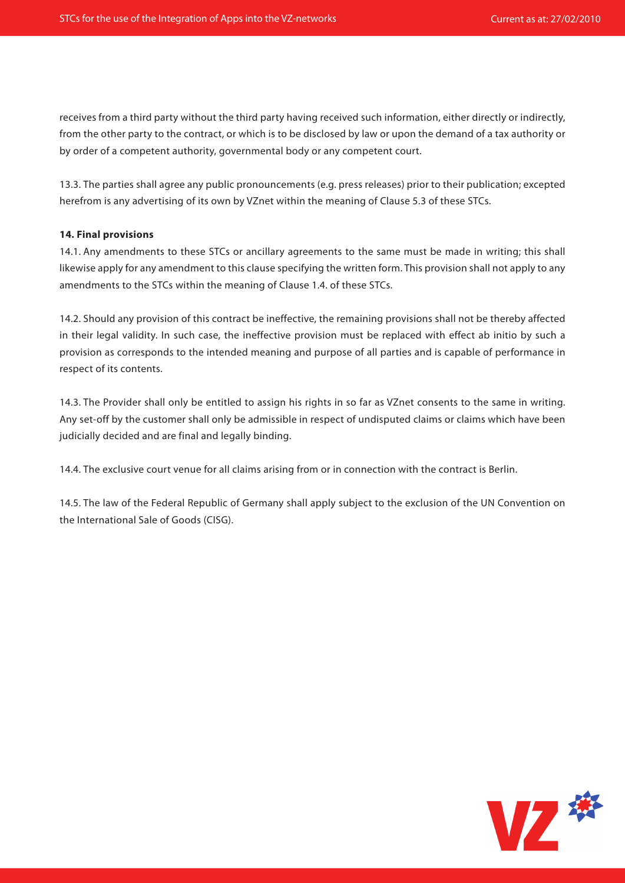receives from a third party without the third party having received such information, either directly or indirectly, from the other party to the contract, or which is to be disclosed by law or upon the demand of a tax authority or by order of a competent authority, governmental body or any competent court.

13.3. The parties shall agree any public pronouncements (e.g. press releases) prior to their publication; excepted herefrom is any advertising of its own by VZnet within the meaning of Clause 5.3 of these STCs.

**14. Final provisions**

14.1. Any amendments to these STCs or ancillary agreements to the same must be made in writing; this shall likewise apply for any amendment to this clause specifying the written form. This provision shall not apply to any amendments to the STCs within the meaning of Clause 1.4. of these STCs.

14.2. Should any provision of this contract be ineffective, the remaining provisions shall not be thereby affected in their legal validity. In such case, the ineffective provision must be replaced with effect ab initio by such a provision as corresponds to the intended meaning and purpose of all parties and is capable of performance in respect of its contents.

14.3. The Provider shall only be entitled to assign his rights in so far as VZnet consents to the same in writing. Any set-off by the customer shall only be admissible in respect of undisputed claims or claims which have been judicially decided and are final and legally binding.

14.4. The exclusive court venue for all claims arising from or in connection with the contract is Berlin.

14.5. The law of the Federal Republic of Germany shall apply subject to the exclusion of the UN Convention on the International Sale of Goods (CISG).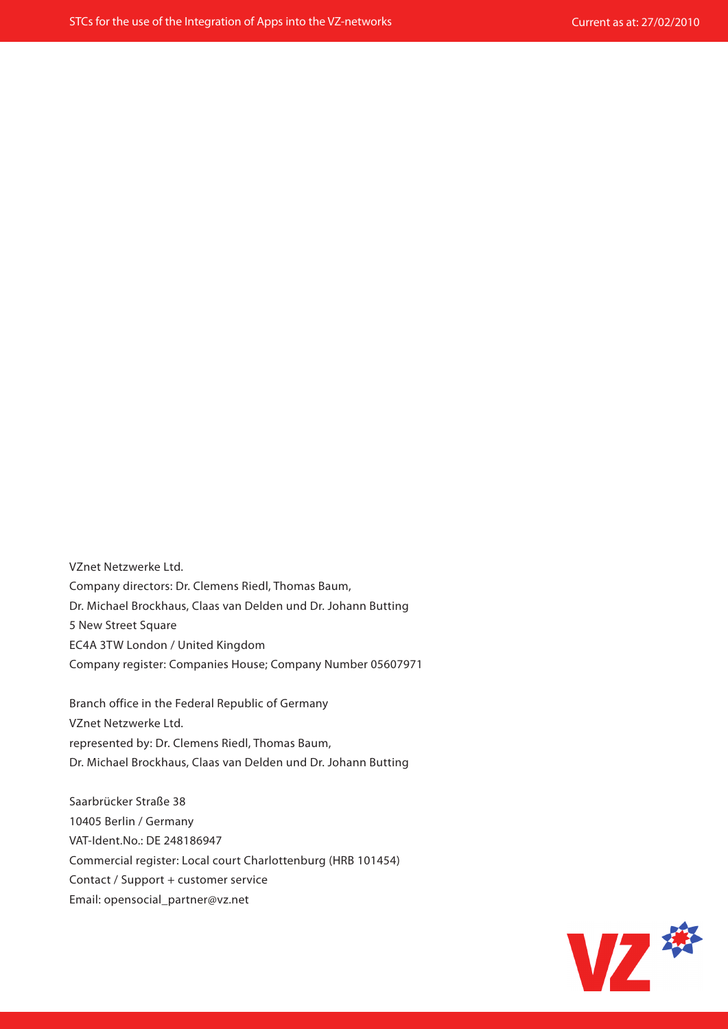VZnet Netzwerke Ltd.
Company directors: Dr. Clemens Riedl, Thomas Baum,
Dr. Michael Brockhaus, Claas van Delden und Dr. Johann Butting
5 New Street Square
EC4A 3TW London / United Kingdom
Company register: Companies House; Company Number 05607971

Branch office in the Federal Republic of Germany
VZnet Netzwerke Ltd.
represented by: Dr. Clemens Riedl, Thomas Baum,
Dr. Michael Brockhaus, Claas van Delden und Dr. Johann Butting

Saarbrücker Straße 38
10405 Berlin / Germany
VAT-Ident.No.: DE 248186947
Commercial register: Local court Charlottenburg (HRB 101454)
Contact / Support + customer service
Email: opensocial_partner@vz.net